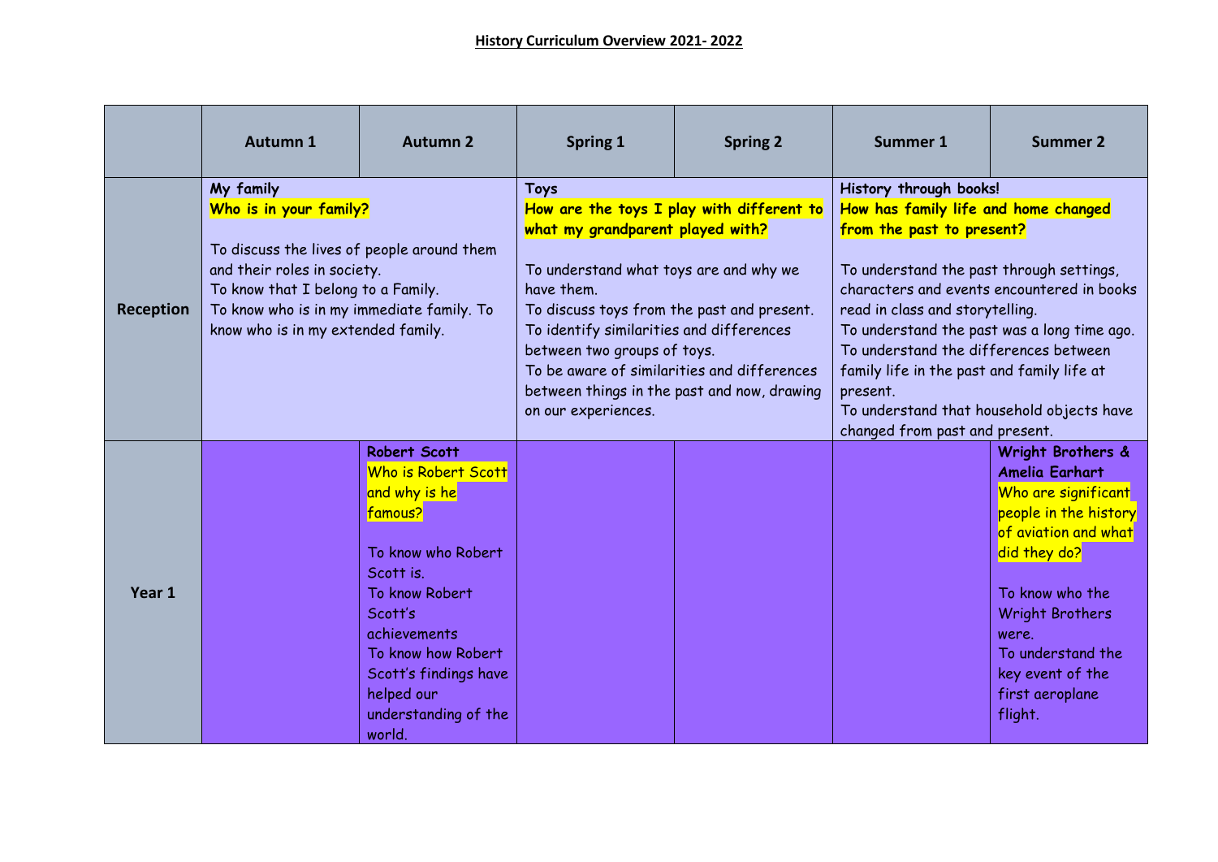# History Curriculum Overview 2021- 2022

| | Autumn 1 | Autumn 2 | Spring 1 | Spring 2 | Summer 1 | Summer 2 |
|---|---|---|---|---|---|---|
| **Reception** | **My family**<br>**Who is in your family?**<br><br>To discuss the lives of people around them and their roles in society.<br>To know that I belong to a Family.<br>To know who is in my immediate family. To know who is in my extended family. | | **Toys**<br>**How are the toys I play with different to what my grandparent played with?**<br><br>To understand what toys are and why we have them.<br>To discuss toys from the past and present.<br>To identify similarities and differences between two groups of toys.<br>To be aware of similarities and differences between things in the past and now, drawing on our experiences. | | **History through books!**<br>**How has family life and home changed from the past to present?**<br><br>To understand the past through settings, characters and events encountered in books read in class and storytelling.<br>To understand the past was a long time ago.<br>To understand the differences between family life in the past and family life at present.<br>To understand that household objects have changed from past and present. | |
| **Year 1** | | **Robert Scott**<br>Who is Robert Scott and why is he famous?<br><br>To know who Robert Scott is.<br>To know Robert Scott's achievements<br>To know how Robert Scott's findings have helped our understanding of the world. | | | | **Wright Brothers & Amelia Earhart**<br>Who are significant people in the history of aviation and what did they do?<br><br>To know who the Wright Brothers were.<br>To understand the key event of the first aeroplane flight. |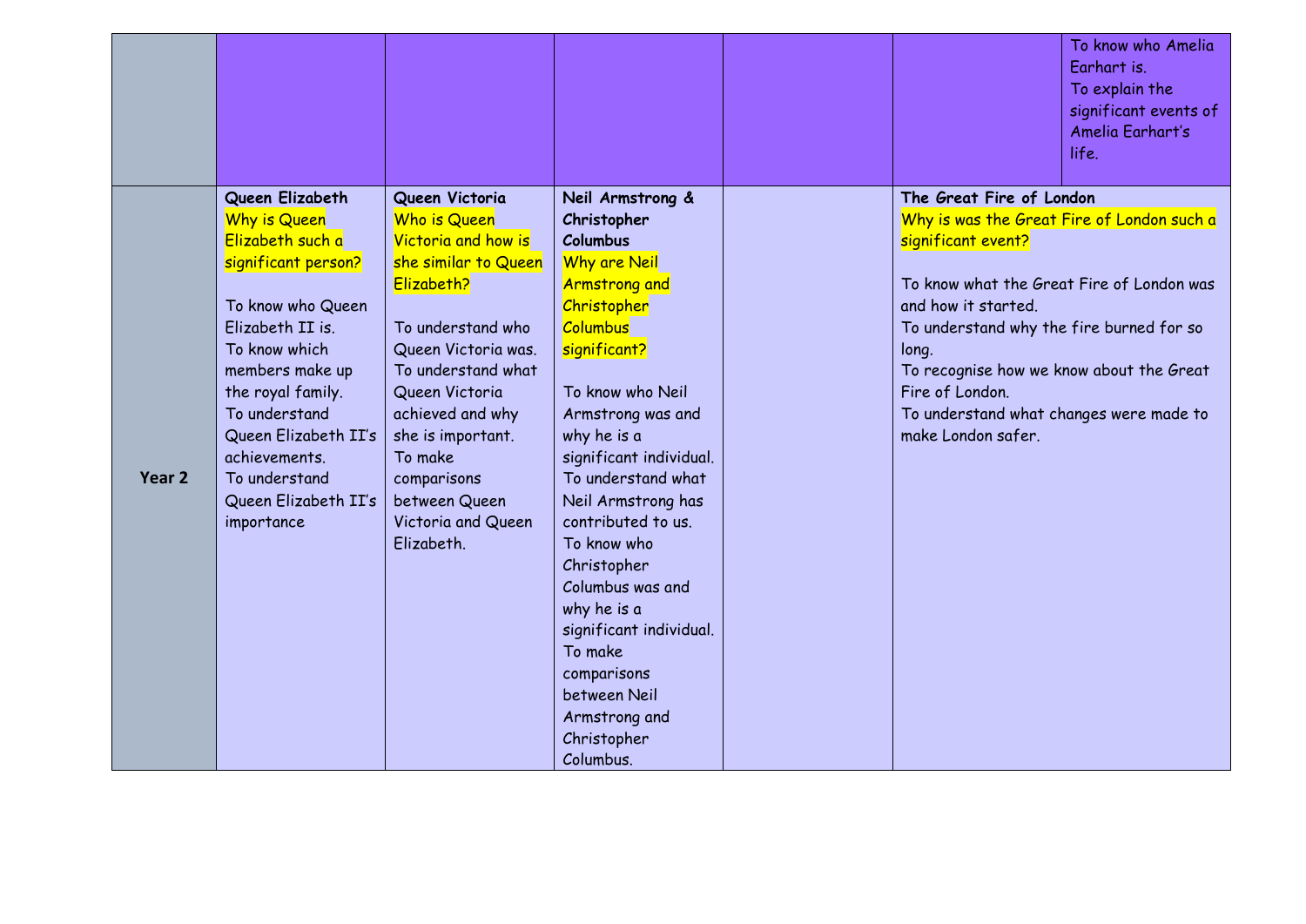|  |  |  |  |  |  |  |
|---|---|---|---|---|---|---|
|  |  |  |  |  |  | To know who Amelia Earhart is.<br>To explain the significant events of Amelia Earhart's life. |
| **Year 2** | **Queen Elizabeth**<br>Why is Queen Elizabeth such a significant person?<br><br>To know who Queen Elizabeth II is.<br>To know which members make up the royal family.<br>To understand Queen Elizabeth II's achievements.<br>To understand Queen Elizabeth II's importance | **Queen Victoria**<br>Who is Queen Victoria and how is she similar to Queen Elizabeth?<br><br>To understand who Queen Victoria was.<br>To understand what Queen Victoria achieved and why she is important.<br>To make comparisons between Queen Victoria and Queen Elizabeth. | **Neil Armstrong & Christopher Columbus**<br>Why are Neil Armstrong and Christopher Columbus significant?<br><br>To know who Neil Armstrong was and why he is a significant individual.<br>To understand what Neil Armstrong has contributed to us.<br>To know who Christopher Columbus was and why he is a significant individual.<br>To make comparisons between Neil Armstrong and Christopher Columbus. |  | **The Great Fire of London**<br>Why is was the Great Fire of London such a significant event?<br><br>To know what the Great Fire of London was and how it started.<br>To understand why the fire burned for so long.<br>To recognise how we know about the Great Fire of London.<br>To understand what changes were made to make London safer. |  |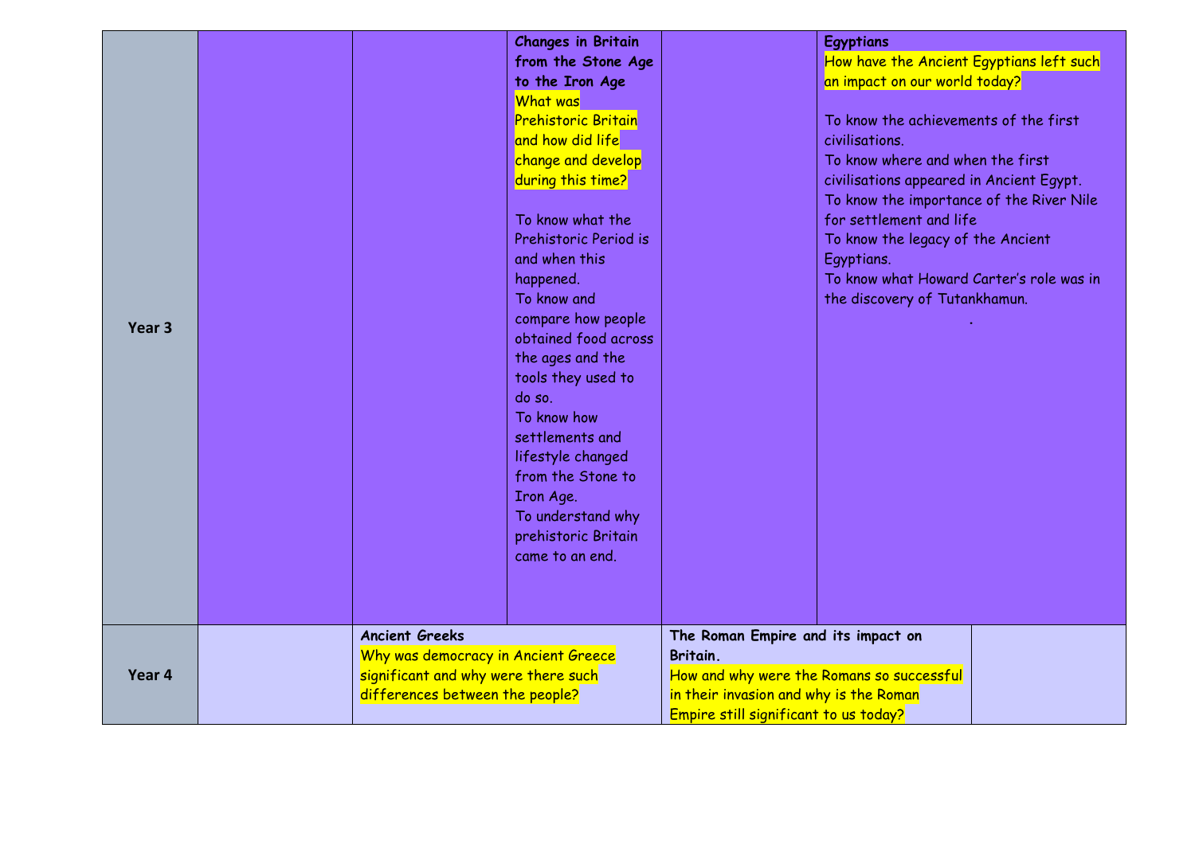| | | | | | | |
|---|---|---|---|---|---|---|
| **Year 3** | | | **Changes in Britain from the Stone Age to the Iron Age**<br>What was Prehistoric Britain and how did life change and develop during this time?<br><br>To know what the Prehistoric Period is and when this happened.<br>To know and compare how people obtained food across the ages and the tools they used to do so.<br>To know how settlements and lifestyle changed from the Stone to Iron Age.<br>To understand why prehistoric Britain came to an end. | | **Egyptians**<br>How have the Ancient Egyptians left such an impact on our world today?<br><br>To know the achievements of the first civilisations.<br>To know where and when the first civilisations appeared in Ancient Egypt.<br>To know the importance of the River Nile for settlement and life<br>To know the legacy of the Ancient Egyptians.<br>To know what Howard Carter's role was in the discovery of Tutankhamun. | |
| **Year 4** | | **Ancient Greeks**<br>Why was democracy in Ancient Greece significant and why were there such differences between the people? | | **The Roman Empire and its impact on Britain.**<br>How and why were the Romans so successful in their invasion and why is the Roman Empire still significant to us today? | | |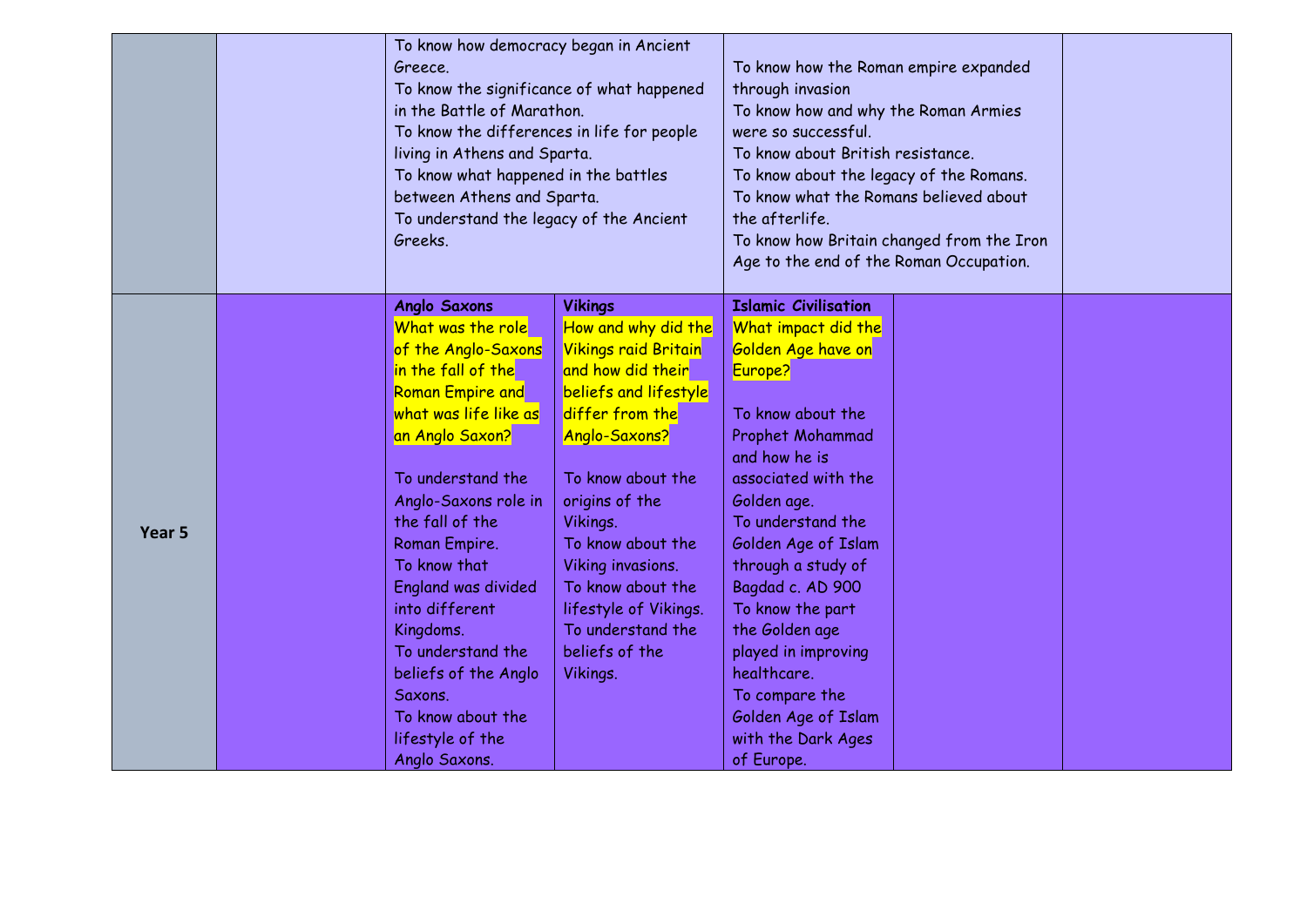| | | | | | | |
|---|---|---|---|---|---|---|
| | | To know how democracy began in Ancient Greece.<br>To know the significance of what happened in the Battle of Marathon.<br>To know the differences in life for people living in Athens and Sparta.<br>To know what happened in the battles between Athens and Sparta.<br>To understand the legacy of the Ancient Greeks. | | To know how the Roman empire expanded through invasion<br>To know how and why the Roman Armies were so successful.<br>To know about British resistance.<br>To know about the legacy of the Romans.<br>To know what the Romans believed about the afterlife.<br>To know how Britain changed from the Iron Age to the end of the Roman Occupation. | | |
| **Year 5** | | **Anglo Saxons**<br>What was the role of the Anglo-Saxons in the fall of the Roman Empire and what was life like as an Anglo Saxon?<br><br>To understand the Anglo-Saxons role in the fall of the Roman Empire.<br>To know that England was divided into different Kingdoms.<br>To understand the beliefs of the Anglo Saxons.<br>To know about the lifestyle of the Anglo Saxons. | **Vikings**<br>How and why did the Vikings raid Britain and how did their beliefs and lifestyle differ from the Anglo-Saxons?<br><br>To know about the origins of the Vikings.<br>To know about the Viking invasions.<br>To know about the lifestyle of Vikings.<br>To understand the beliefs of the Vikings. | **Islamic Civilisation**<br>What impact did the Golden Age have on Europe?<br><br>To know about the Prophet Mohammad and how he is associated with the Golden age.<br>To understand the Golden Age of Islam through a study of Bagdad c. AD 900<br>To know the part the Golden age played in improving healthcare.<br>To compare the Golden Age of Islam with the Dark Ages of Europe. | | |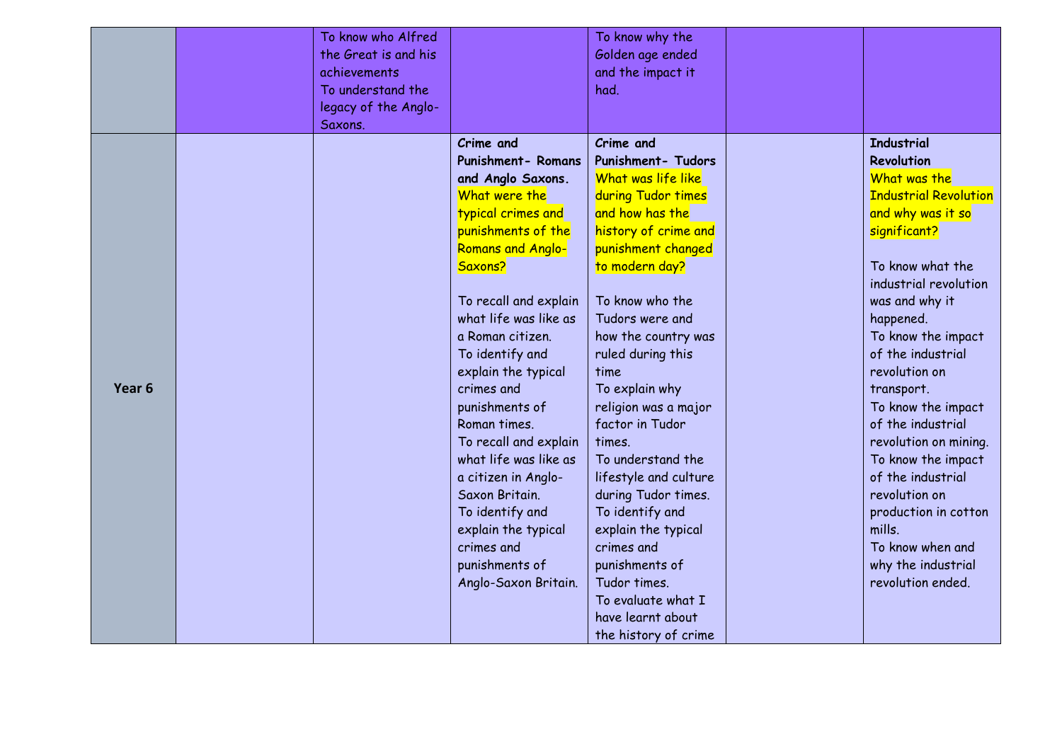| | | | | | | |
|---|---|---|---|---|---|---|
| | | To know who Alfred the Great is and his achievements<br>To understand the legacy of the Anglo-Saxons. | | To know why the Golden age ended and the impact it had. | | |
| **Year 6** | | | **Crime and Punishment- Romans and Anglo Saxons.**<br>What were the typical crimes and punishments of the Romans and Anglo-Saxons?<br><br>To recall and explain what life was like as a Roman citizen.<br>To identify and explain the typical crimes and punishments of Roman times.<br>To recall and explain what life was like as a citizen in Anglo-Saxon Britain.<br>To identify and explain the typical crimes and punishments of Anglo-Saxon Britain. | **Crime and Punishment- Tudors**<br>What was life like during Tudor times and how has the history of crime and punishment changed to modern day?<br><br>To know who the Tudors were and how the country was ruled during this time<br>To explain why religion was a major factor in Tudor times.<br>To understand the lifestyle and culture during Tudor times.<br>To identify and explain the typical crimes and punishments of Tudor times.<br>To evaluate what I have learnt about the history of crime | | **Industrial Revolution**<br>What was the Industrial Revolution and why was it so significant?<br><br>To know what the industrial revolution was and why it happened.<br>To know the impact of the industrial revolution on transport.<br>To know the impact of the industrial revolution on mining.<br>To know the impact of the industrial revolution on production in cotton mills.<br>To know when and why the industrial revolution ended. |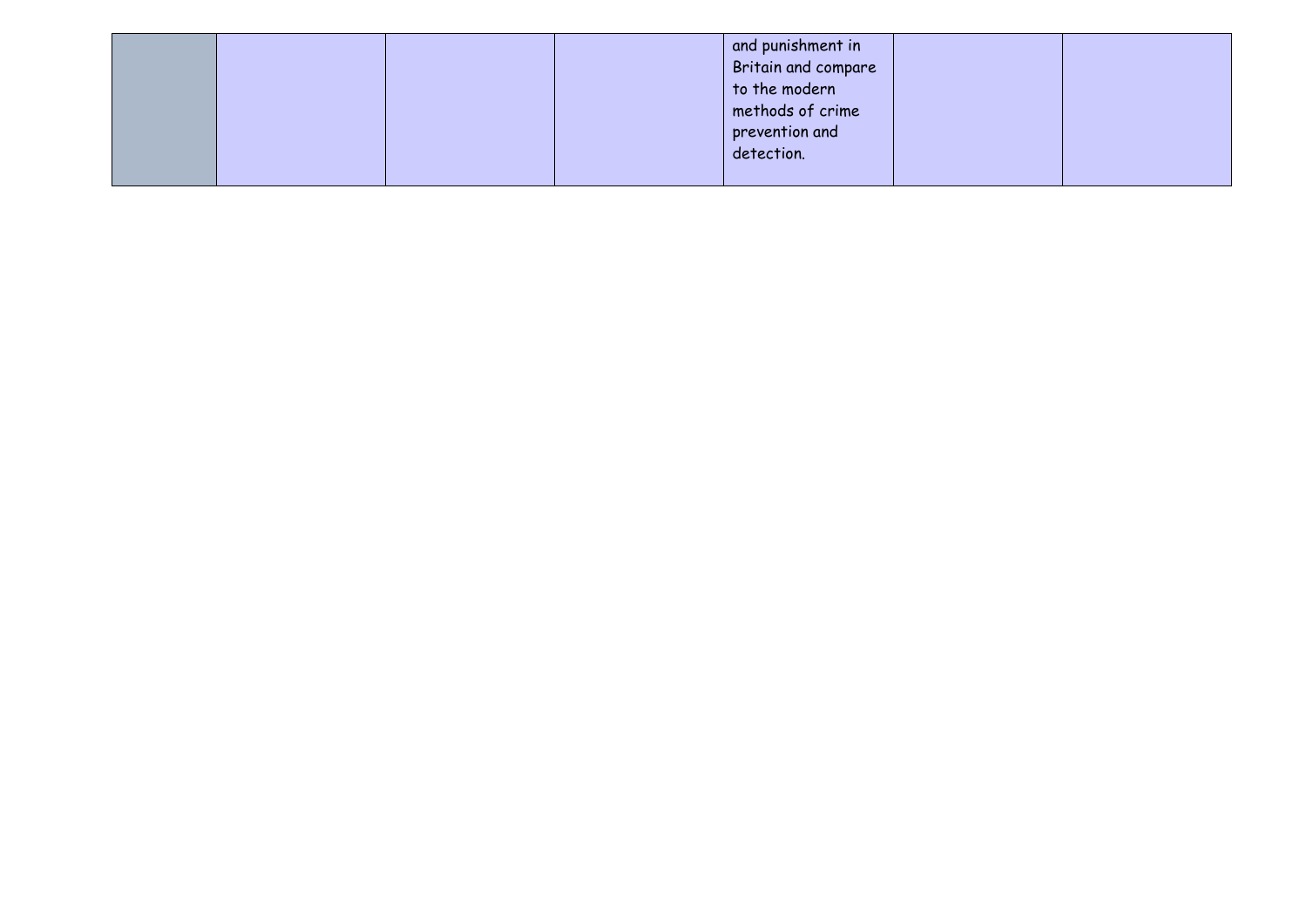| | | | | | | |
|---|---|---|---|---|---|---|
| | | | | and punishment in Britain and compare to the modern methods of crime prevention and detection. | | |